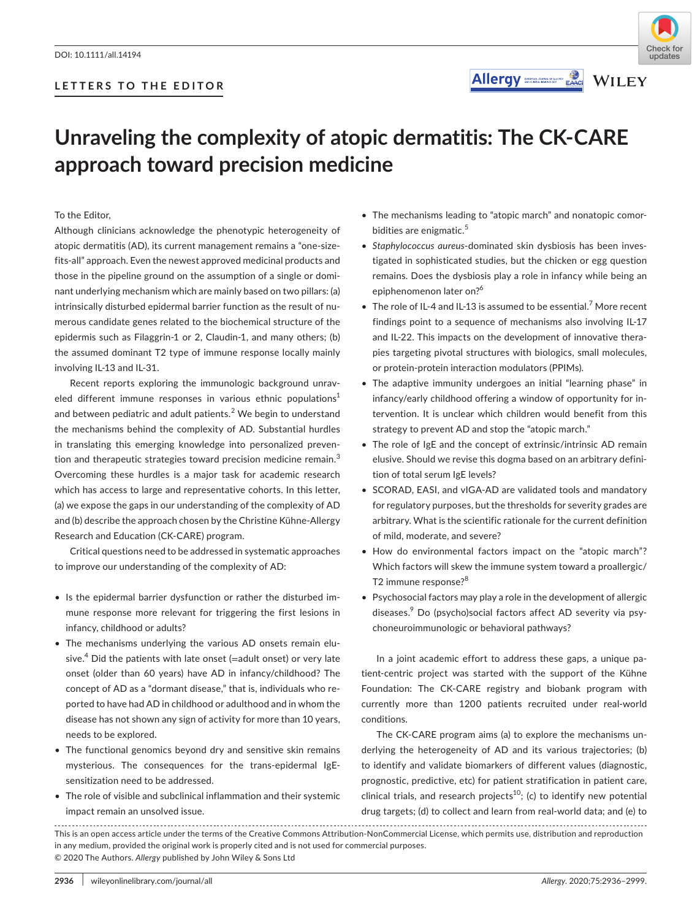LETTERS TO THE EDITOR

# Unraveling the complexity of atopic dermatitis: The CK-CARE approach toward precision medicine

To the Editor,

Although clinicians acknowledge the phenotypic heterogeneity of atopic dermatitis (AD), its current management remains a "one-size-fits-all" approach. Even the newest approved medicinal products and those in the pipeline ground on the assumption of a single or dominant underlying mechanism which are mainly based on two pillars: (a) intrinsically disturbed epidermal barrier function as the result of numerous candidate genes related to the biochemical structure of the epidermis such as Filaggrin-1 or 2, Claudin-1, and many others; (b) the assumed dominant T2 type of immune response locally mainly involving IL-13 and IL-31.

Recent reports exploring the immunologic background unraveled different immune responses in various ethnic populations[1] and between pediatric and adult patients.[2] We begin to understand the mechanisms behind the complexity of AD. Substantial hurdles in translating this emerging knowledge into personalized prevention and therapeutic strategies toward precision medicine remain.[3] Overcoming these hurdles is a major task for academic research which has access to large and representative cohorts. In this letter, (a) we expose the gaps in our understanding of the complexity of AD and (b) describe the approach chosen by the Christine Kühne-Allergy Research and Education (CK-CARE) program.

Critical questions need to be addressed in systematic approaches to improve our understanding of the complexity of AD:

- Is the epidermal barrier dysfunction or rather the disturbed immune response more relevant for triggering the first lesions in infancy, childhood or adults?
- The mechanisms underlying the various AD onsets remain elusive.[4] Did the patients with late onset (=adult onset) or very late onset (older than 60 years) have AD in infancy/childhood? The concept of AD as a "dormant disease," that is, individuals who reported to have had AD in childhood or adulthood and in whom the disease has not shown any sign of activity for more than 10 years, needs to be explored.
- The functional genomics beyond dry and sensitive skin remains mysterious. The consequences for the trans-epidermal IgE-sensitization need to be addressed.
- The role of visible and subclinical inflammation and their systemic impact remain an unsolved issue.
- The mechanisms leading to "atopic march" and nonatopic comorbidities are enigmatic.[5]
- *Staphylococcus aureus*-dominated skin dysbiosis has been investigated in sophisticated studies, but the chicken or egg question remains. Does the dysbiosis play a role in infancy while being an epiphenomenon later on?[6]
- The role of IL-4 and IL-13 is assumed to be essential.[7] More recent findings point to a sequence of mechanisms also involving IL-17 and IL-22. This impacts on the development of innovative therapies targeting pivotal structures with biologics, small molecules, or protein-protein interaction modulators (PPIMs).
- The adaptive immunity undergoes an initial "learning phase" in infancy/early childhood offering a window of opportunity for intervention. It is unclear which children would benefit from this strategy to prevent AD and stop the "atopic march."
- The role of IgE and the concept of extrinsic/intrinsic AD remain elusive. Should we revise this dogma based on an arbitrary definition of total serum IgE levels?
- SCORAD, EASI, and vIGA-AD are validated tools and mandatory for regulatory purposes, but the thresholds for severity grades are arbitrary. What is the scientific rationale for the current definition of mild, moderate, and severe?
- How do environmental factors impact on the "atopic march"? Which factors will skew the immune system toward a proallergic/T2 immune response?[8]
- Psychosocial factors may play a role in the development of allergic diseases.[9] Do (psycho)social factors affect AD severity via psychoneuroimmunologic or behavioral pathways?

In a joint academic effort to address these gaps, a unique patient-centric project was started with the support of the Kühne Foundation: The CK-CARE registry and biobank program with currently more than 1200 patients recruited under real-world conditions.

The CK-CARE program aims (a) to explore the mechanisms underlying the heterogeneity of AD and its various trajectories; (b) to identify and validate biomarkers of different values (diagnostic, prognostic, predictive, etc) for patient stratification in patient care, clinical trials, and research projects[10]; (c) to identify new potential drug targets; (d) to collect and learn from real-world data; and (e) to

This is an open access article under the terms of the Creative Commons Attribution-NonCommercial License, which permits use, distribution and reproduction in any medium, provided the original work is properly cited and is not used for commercial purposes.
© 2020 The Authors. *Allergy* published by John Wiley & Sons Ltd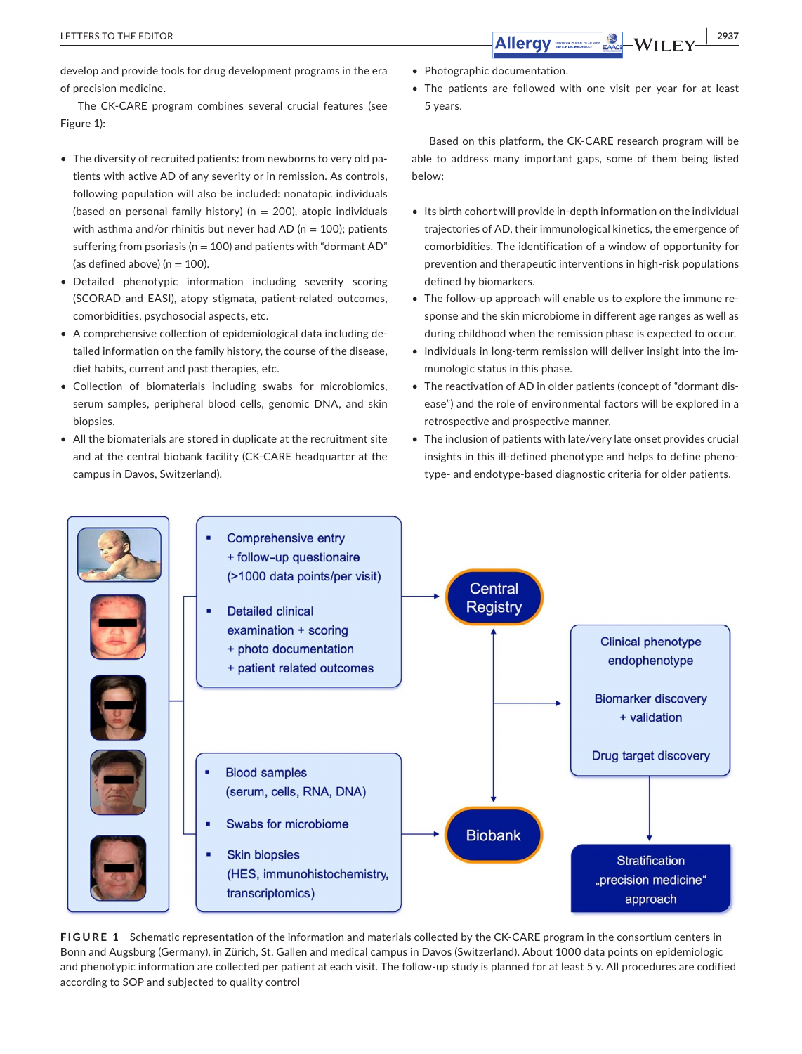develop and provide tools for drug development programs in the era of precision medicine.

The CK-CARE program combines several crucial features (see Figure 1):

- The diversity of recruited patients: from newborns to very old patients with active AD of any severity or in remission. As controls, following population will also be included: nonatopic individuals (based on personal family history) (n = 200), atopic individuals with asthma and/or rhinitis but never had AD (n = 100); patients suffering from psoriasis (n = 100) and patients with "dormant AD" (as defined above) (n = 100).
- Detailed phenotypic information including severity scoring (SCORAD and EASI), atopy stigmata, patient-related outcomes, comorbidities, psychosocial aspects, etc.
- A comprehensive collection of epidemiological data including detailed information on the family history, the course of the disease, diet habits, current and past therapies, etc.
- Collection of biomaterials including swabs for microbiomics, serum samples, peripheral blood cells, genomic DNA, and skin biopsies.
- All the biomaterials are stored in duplicate at the recruitment site and at the central biobank facility (CK-CARE headquarter at the campus in Davos, Switzerland).
- Photographic documentation.
- The patients are followed with one visit per year for at least 5 years.

Based on this platform, the CK-CARE research program will be able to address many important gaps, some of them being listed below:

- Its birth cohort will provide in-depth information on the individual trajectories of AD, their immunological kinetics, the emergence of comorbidities. The identification of a window of opportunity for prevention and therapeutic interventions in high-risk populations defined by biomarkers.
- The follow-up approach will enable us to explore the immune response and the skin microbiome in different age ranges as well as during childhood when the remission phase is expected to occur.
- Individuals in long-term remission will deliver insight into the immunologic status in this phase.
- The reactivation of AD in older patients (concept of "dormant disease") and the role of environmental factors will be explored in a retrospective and prospective manner.
- The inclusion of patients with late/very late onset provides crucial insights in this ill-defined phenotype and helps to define phenotype- and endotype-based diagnostic criteria for older patients.

**FIGURE 1** Schematic representation of the information and materials collected by the CK-CARE program in the consortium centers in Bonn and Augsburg (Germany), in Zürich, St. Gallen and medical campus in Davos (Switzerland). About 1000 data points on epidemiologic and phenotypic information are collected per patient at each visit. The follow-up study is planned for at least 5 y. All procedures are codified according to SOP and subjected to quality control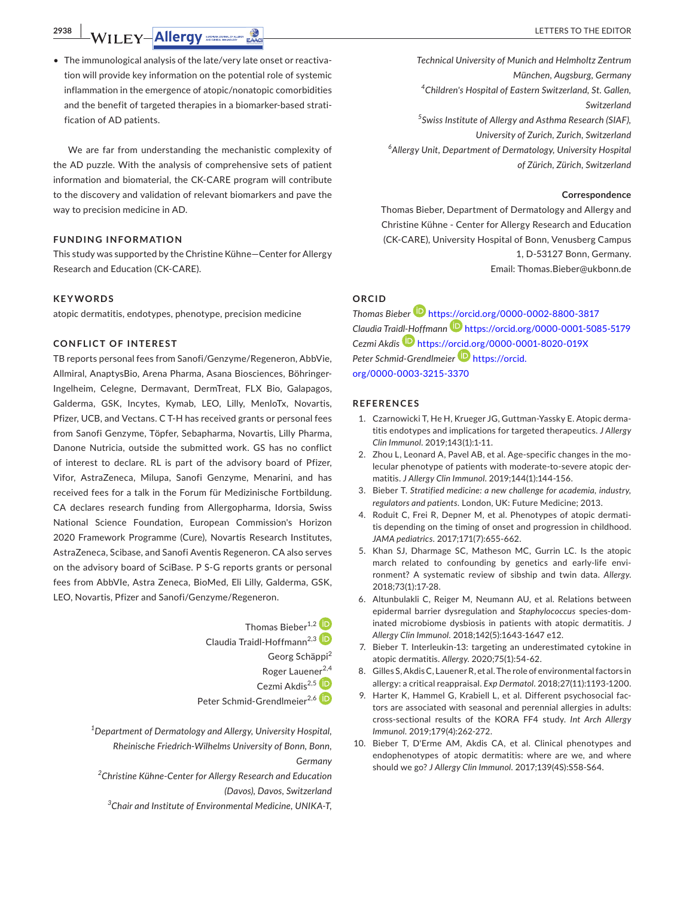- The immunological analysis of the late/very late onset or reactivation will provide key information on the potential role of systemic inflammation in the emergence of atopic/nonatopic comorbidities and the benefit of targeted therapies in a biomarker-based stratification of AD patients.

We are far from understanding the mechanistic complexity of the AD puzzle. With the analysis of comprehensive sets of patient information and biomaterial, the CK-CARE program will contribute to the discovery and validation of relevant biomarkers and pave the way to precision medicine in AD.

## FUNDING INFORMATION

This study was supported by the Christine Kühne—Center for Allergy Research and Education (CK-CARE).

## KEYWORDS

atopic dermatitis, endotypes, phenotype, precision medicine

## CONFLICT OF INTEREST

TB reports personal fees from Sanofi/Genzyme/Regeneron, AbbVie, Allmiral, AnaptysBio, Arena Pharma, Asana Biosciences, Böhringer-Ingelheim, Celegne, Dermavant, DermTreat, FLX Bio, Galapagos, Galderma, GSK, Incytes, Kymab, LEO, Lilly, MenloTx, Novartis, Pfizer, UCB, and Vectans. C T-H has received grants or personal fees from Sanofi Genzyme, Töpfer, Sebapharma, Novartis, Lilly Pharma, Danone Nutricia, outside the submitted work. GS has no conflict of interest to declare. RL is part of the advisory board of Pfizer, Vifor, AstraZeneca, Milupa, Sanofi Genzyme, Menarini, and has received fees for a talk in the Forum für Medizinische Fortbildung. CA declares research funding from Allergopharma, Idorsia, Swiss National Science Foundation, European Commission's Horizon 2020 Framework Programme (Cure), Novartis Research Institutes, AstraZeneca, Scibase, and Sanofi Aventis Regeneron. CA also serves on the advisory board of SciBase. P S-G reports grants or personal fees from AbbVIe, Astra Zeneca, BioMed, Eli Lilly, Galderma, GSK, LEO, Novartis, Pfizer and Sanofi/Genzyme/Regeneron.

Thomas Bieber[1,2]
Claudia Traidl-Hoffmann[2,3]
Georg Schäppi[2]
Roger Lauener[2,4]
Cezmi Akdis[2,5]
Peter Schmid-Grendlmeier[2,6]

[1]*Department of Dermatology and Allergy, University Hospital, Rheinische Friedrich-Wilhelms University of Bonn, Bonn, Germany*
[2]*Christine Kühne-Center for Allergy Research and Education (Davos), Davos, Switzerland*
[3]*Chair and Institute of Environmental Medicine, UNIKA-T, Technical University of Munich and Helmholtz Zentrum München, Augsburg, Germany*
[4]*Children's Hospital of Eastern Switzerland, St. Gallen, Switzerland*
[5]*Swiss Institute of Allergy and Asthma Research (SIAF), University of Zurich, Zurich, Switzerland*
[6]*Allergy Unit, Department of Dermatology, University Hospital of Zürich, Zürich, Switzerland*

**Correspondence**

Thomas Bieber, Department of Dermatology and Allergy and Christine Kühne - Center for Allergy Research and Education (CK-CARE), University Hospital of Bonn, Venusberg Campus 1, D-53127 Bonn, Germany.
Email: Thomas.Bieber@ukbonn.de

## ORCID

*Thomas Bieber* https://orcid.org/0000-0002-8800-3817
*Claudia Traidl-Hoffmann* https://orcid.org/0000-0001-5085-5179
*Cezmi Akdis* https://orcid.org/0000-0001-8020-019X
*Peter Schmid-Grendlmeier* https://orcid.org/0000-0003-3215-3370

## REFERENCES

1. Czarnowicki T, He H, Krueger JG, Guttman-Yassky E. Atopic dermatitis endotypes and implications for targeted therapeutics. *J Allergy Clin Immunol*. 2019;143(1):1-11.
2. Zhou L, Leonard A, Pavel AB, et al. Age-specific changes in the molecular phenotype of patients with moderate-to-severe atopic dermatitis. *J Allergy Clin Immunol*. 2019;144(1):144-156.
3. Bieber T. *Stratified medicine: a new challenge for academia, industry, regulators and patients*. London, UK: Future Medicine; 2013.
4. Roduit C, Frei R, Depner M, et al. Phenotypes of atopic dermatitis depending on the timing of onset and progression in childhood. *JAMA pediatrics*. 2017;171(7):655-662.
5. Khan SJ, Dharmage SC, Matheson MC, Gurrin LC. Is the atopic march related to confounding by genetics and early-life environment? A systematic review of sibship and twin data. *Allergy*. 2018;73(1):17-28.
6. Altunbulakli C, Reiger M, Neumann AU, et al. Relations between epidermal barrier dysregulation and *Staphylococcus* species-dominated microbiome dysbiosis in patients with atopic dermatitis. *J Allergy Clin Immunol*. 2018;142(5):1643-1647 e12.
7. Bieber T. Interleukin-13: targeting an underestimated cytokine in atopic dermatitis. *Allergy*. 2020;75(1):54-62.
8. Gilles S, Akdis C, Lauener R, et al. The role of environmental factors in allergy: a critical reappraisal. *Exp Dermatol*. 2018;27(11):1193-1200.
9. Harter K, Hammel G, Krabiell L, et al. Different psychosocial factors are associated with seasonal and perennial allergies in adults: cross-sectional results of the KORA FF4 study. *Int Arch Allergy Immunol*. 2019;179(4):262-272.
10. Bieber T, D'Erme AM, Akdis CA, et al. Clinical phenotypes and endophenotypes of atopic dermatitis: where are we, and where should we go? *J Allergy Clin Immunol*. 2017;139(4S):S58-S64.